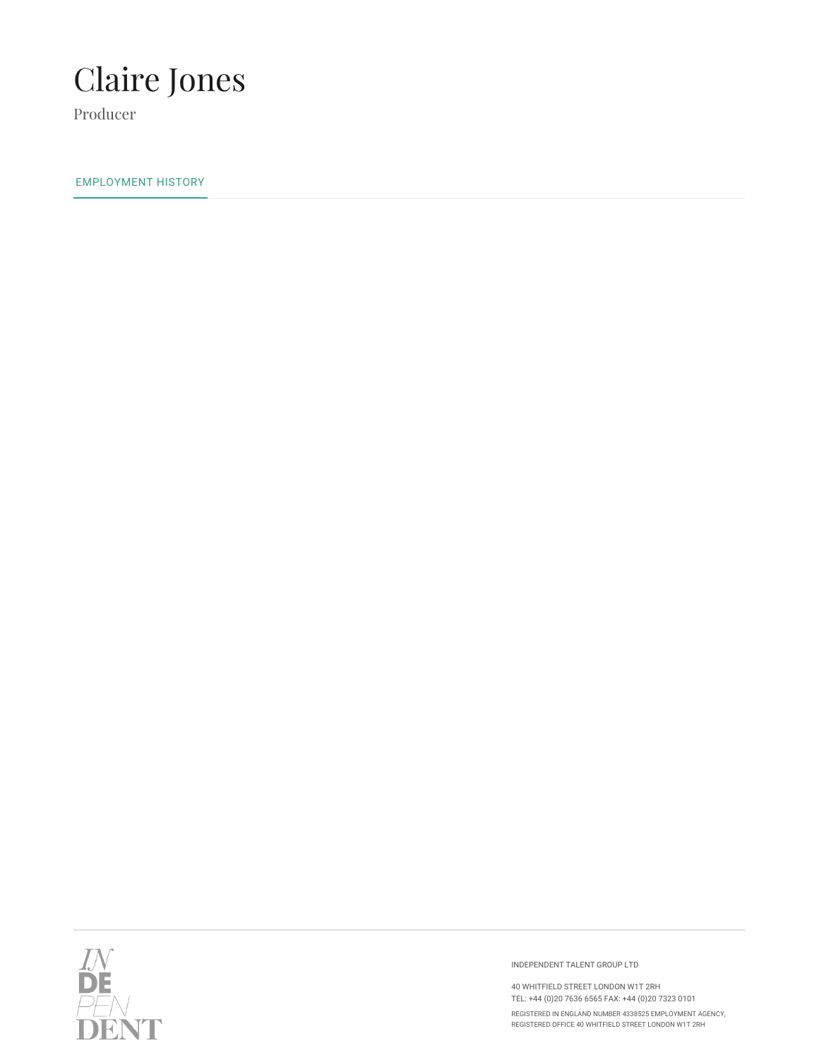# Claire Jones

Producer

## EMPLOYMENT HISTORY

INDEPENDENT TALENT GROUP LTD

40 WHITFIELD STREET LONDON W1T 2RH
TEL: +44 (0)20 7636 6565 FAX: +44 (0)20 7323 0101

REGISTERED IN ENGLAND NUMBER 4338525 EMPLOYMENT AGENCY, REGISTERED OFFICE 40 WHITFIELD STREET LONDON W1T 2RH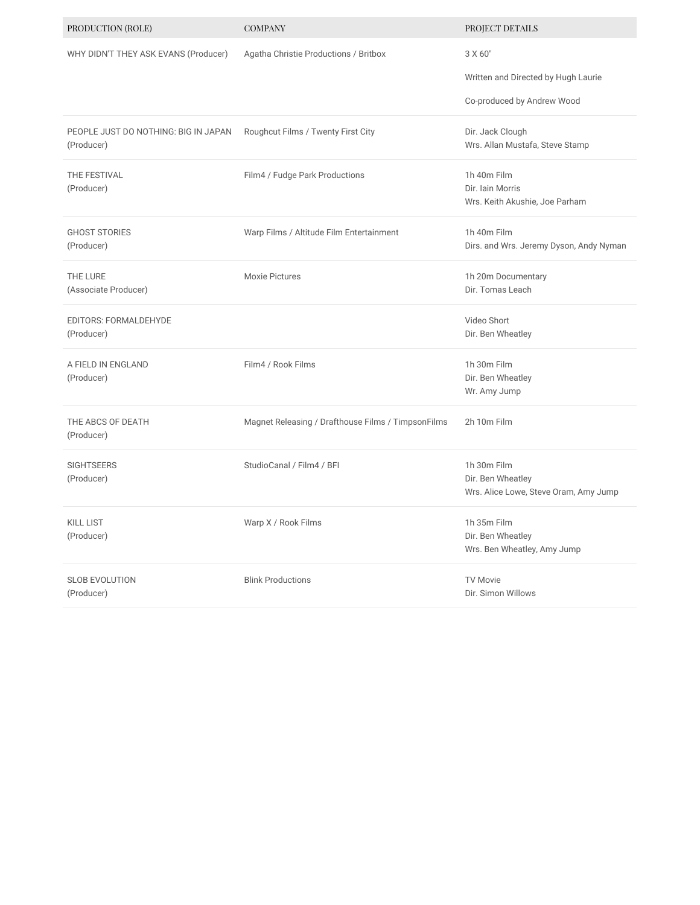| PRODUCTION (ROLE) | COMPANY | PROJECT DETAILS |
|---|---|---|
| WHY DIDN'T THEY ASK EVANS (Producer) | Agatha Christie Productions / Britbox | 3 X 60"<br><br>Written and Directed by Hugh Laurie<br><br>Co-produced by Andrew Wood |
| PEOPLE JUST DO NOTHING: BIG IN JAPAN (Producer) | Roughcut Films / Twenty First City | Dir. Jack Clough<br>Wrs. Allan Mustafa, Steve Stamp |
| THE FESTIVAL (Producer) | Film4 / Fudge Park Productions | 1h 40m Film<br>Dir. Iain Morris<br>Wrs. Keith Akushie, Joe Parham |
| GHOST STORIES (Producer) | Warp Films / Altitude Film Entertainment | 1h 40m Film<br>Dirs. and Wrs. Jeremy Dyson, Andy Nyman |
| THE LURE (Associate Producer) | Moxie Pictures | 1h 20m Documentary<br>Dir. Tomas Leach |
| EDITORS: FORMALDEHYDE (Producer) | | Video Short<br>Dir. Ben Wheatley |
| A FIELD IN ENGLAND (Producer) | Film4 / Rook Films | 1h 30m Film<br>Dir. Ben Wheatley<br>Wr. Amy Jump |
| THE ABCS OF DEATH (Producer) | Magnet Releasing / Drafthouse Films / TimpsonFilms | 2h 10m Film |
| SIGHTSEERS (Producer) | StudioCanal / Film4 / BFI | 1h 30m Film<br>Dir. Ben Wheatley<br>Wrs. Alice Lowe, Steve Oram, Amy Jump |
| KILL LIST (Producer) | Warp X / Rook Films | 1h 35m Film<br>Dir. Ben Wheatley<br>Wrs. Ben Wheatley, Amy Jump |
| SLOB EVOLUTION (Producer) | Blink Productions | TV Movie<br>Dir. Simon Willows |